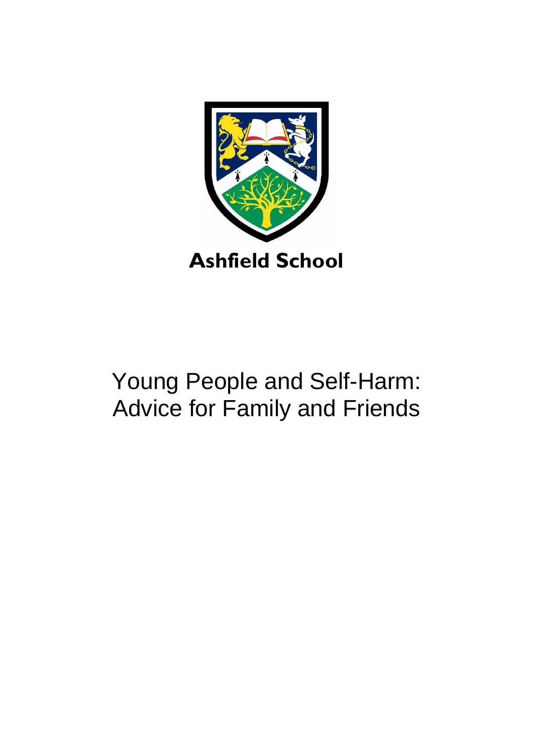# Ashfield School

# Young People and Self-Harm: Advice for Family and Friends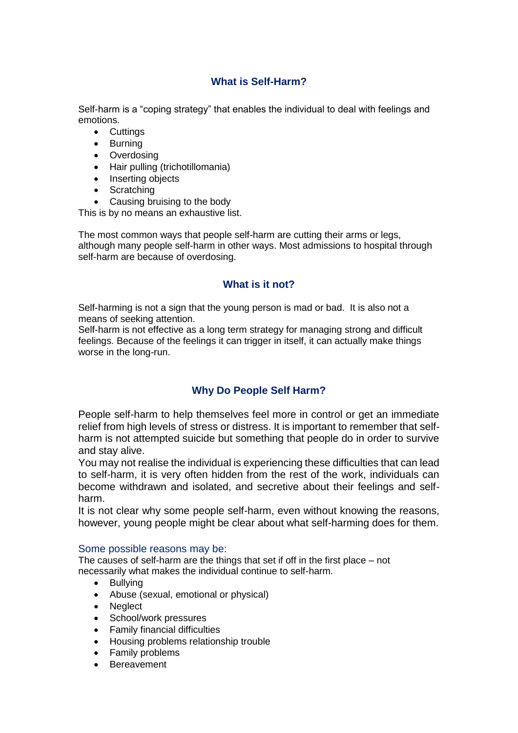## What is Self-Harm?

Self-harm is a "coping strategy" that enables the individual to deal with feelings and emotions.

- Cuttings
- Burning
- Overdosing
- Hair pulling (trichotillomania)
- Inserting objects
- Scratching
- Causing bruising to the body

This is by no means an exhaustive list.

The most common ways that people self-harm are cutting their arms or legs, although many people self-harm in other ways. Most admissions to hospital through self-harm are because of overdosing.

## What is it not?

Self-harming is not a sign that the young person is mad or bad. It is also not a means of seeking attention.
Self-harm is not effective as a long term strategy for managing strong and difficult feelings. Because of the feelings it can trigger in itself, it can actually make things worse in the long-run.

## Why Do People Self Harm?

People self-harm to help themselves feel more in control or get an immediate relief from high levels of stress or distress. It is important to remember that self-harm is not attempted suicide but something that people do in order to survive and stay alive.
You may not realise the individual is experiencing these difficulties that can lead to self-harm, it is very often hidden from the rest of the work, individuals can become withdrawn and isolated, and secretive about their feelings and self-harm.
It is not clear why some people self-harm, even without knowing the reasons, however, young people might be clear about what self-harming does for them.

### Some possible reasons may be:

The causes of self-harm are the things that set if off in the first place – not necessarily what makes the individual continue to self-harm.

- Bullying
- Abuse (sexual, emotional or physical)
- Neglect
- School/work pressures
- Family financial difficulties
- Housing problems relationship trouble
- Family problems
- Bereavement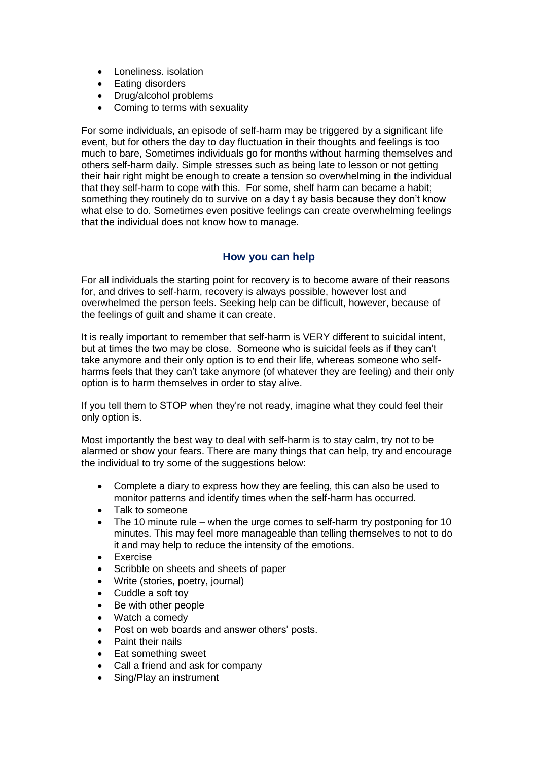- Loneliness. isolation
- Eating disorders
- Drug/alcohol problems
- Coming to terms with sexuality

For some individuals, an episode of self-harm may be triggered by a significant life event, but for others the day to day fluctuation in their thoughts and feelings is too much to bare, Sometimes individuals go for months without harming themselves and others self-harm daily. Simple stresses such as being late to lesson or not getting their hair right might be enough to create a tension so overwhelming in the individual that they self-harm to cope with this. For some, shelf harm can became a habit; something they routinely do to survive on a day t ay basis because they don't know what else to do. Sometimes even positive feelings can create overwhelming feelings that the individual does not know how to manage.

## How you can help

For all individuals the starting point for recovery is to become aware of their reasons for, and drives to self-harm, recovery is always possible, however lost and overwhelmed the person feels. Seeking help can be difficult, however, because of the feelings of guilt and shame it can create.

It is really important to remember that self-harm is VERY different to suicidal intent, but at times the two may be close. Someone who is suicidal feels as if they can't take anymore and their only option is to end their life, whereas someone who self-harms feels that they can't take anymore (of whatever they are feeling) and their only option is to harm themselves in order to stay alive.

If you tell them to STOP when they're not ready, imagine what they could feel their only option is.

Most importantly the best way to deal with self-harm is to stay calm, try not to be alarmed or show your fears. There are many things that can help, try and encourage the individual to try some of the suggestions below:

- Complete a diary to express how they are feeling, this can also be used to monitor patterns and identify times when the self-harm has occurred.
- Talk to someone
- The 10 minute rule – when the urge comes to self-harm try postponing for 10 minutes. This may feel more manageable than telling themselves to not to do it and may help to reduce the intensity of the emotions.
- Exercise
- Scribble on sheets and sheets of paper
- Write (stories, poetry, journal)
- Cuddle a soft toy
- Be with other people
- Watch a comedy
- Post on web boards and answer others' posts.
- Paint their nails
- Eat something sweet
- Call a friend and ask for company
- Sing/Play an instrument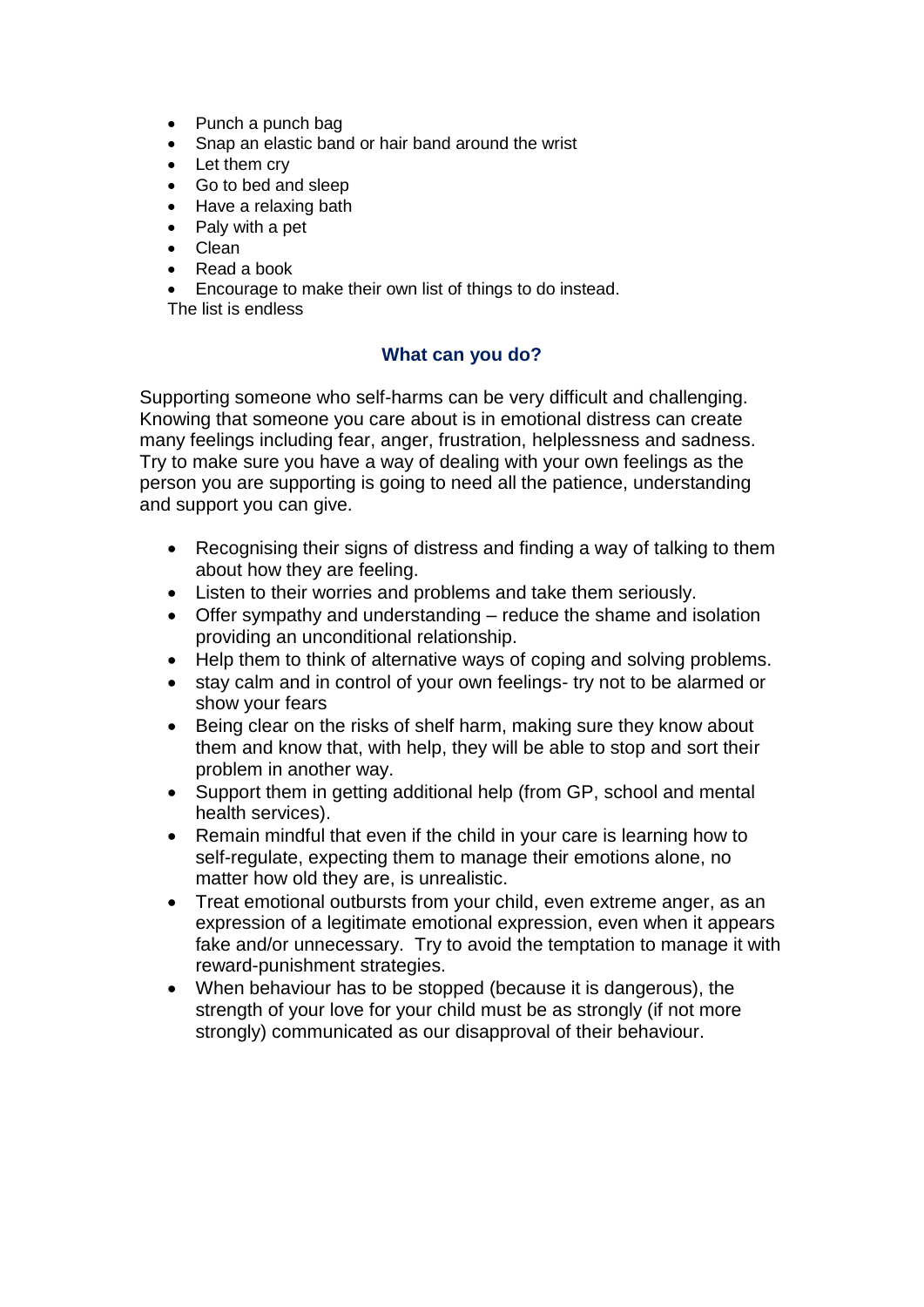- Punch a punch bag
- Snap an elastic band or hair band around the wrist
- Let them cry
- Go to bed and sleep
- Have a relaxing bath
- Paly with a pet
- Clean
- Read a book
- Encourage to make their own list of things to do instead.

The list is endless

## What can you do?

Supporting someone who self-harms can be very difficult and challenging. Knowing that someone you care about is in emotional distress can create many feelings including fear, anger, frustration, helplessness and sadness. Try to make sure you have a way of dealing with your own feelings as the person you are supporting is going to need all the patience, understanding and support you can give.

- Recognising their signs of distress and finding a way of talking to them about how they are feeling.
- Listen to their worries and problems and take them seriously.
- Offer sympathy and understanding – reduce the shame and isolation providing an unconditional relationship.
- Help them to think of alternative ways of coping and solving problems.
- stay calm and in control of your own feelings- try not to be alarmed or show your fears
- Being clear on the risks of shelf harm, making sure they know about them and know that, with help, they will be able to stop and sort their problem in another way.
- Support them in getting additional help (from GP, school and mental health services).
- Remain mindful that even if the child in your care is learning how to self-regulate, expecting them to manage their emotions alone, no matter how old they are, is unrealistic.
- Treat emotional outbursts from your child, even extreme anger, as an expression of a legitimate emotional expression, even when it appears fake and/or unnecessary. Try to avoid the temptation to manage it with reward-punishment strategies.
- When behaviour has to be stopped (because it is dangerous), the strength of your love for your child must be as strongly (if not more strongly) communicated as our disapproval of their behaviour.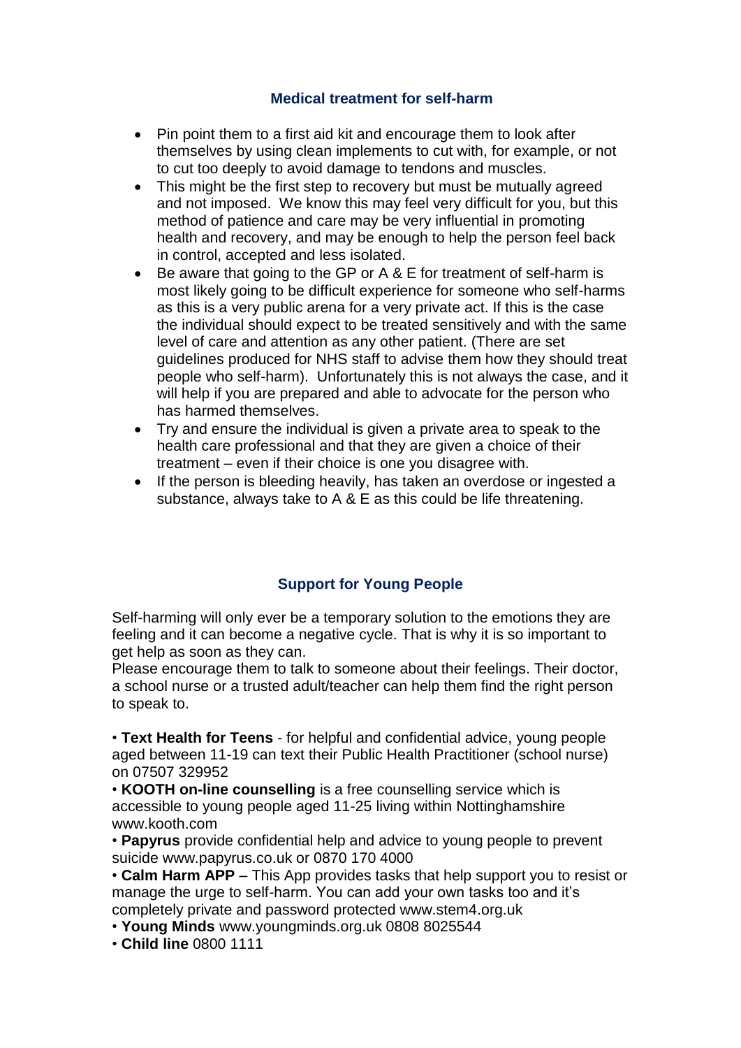## Medical treatment for self-harm

- Pin point them to a first aid kit and encourage them to look after themselves by using clean implements to cut with, for example, or not to cut too deeply to avoid damage to tendons and muscles.
- This might be the first step to recovery but must be mutually agreed and not imposed. We know this may feel very difficult for you, but this method of patience and care may be very influential in promoting health and recovery, and may be enough to help the person feel back in control, accepted and less isolated.
- Be aware that going to the GP or A & E for treatment of self-harm is most likely going to be difficult experience for someone who self-harms as this is a very public arena for a very private act. If this is the case the individual should expect to be treated sensitively and with the same level of care and attention as any other patient. (There are set guidelines produced for NHS staff to advise them how they should treat people who self-harm). Unfortunately this is not always the case, and it will help if you are prepared and able to advocate for the person who has harmed themselves.
- Try and ensure the individual is given a private area to speak to the health care professional and that they are given a choice of their treatment – even if their choice is one you disagree with.
- If the person is bleeding heavily, has taken an overdose or ingested a substance, always take to A & E as this could be life threatening.

## Support for Young People

Self-harming will only ever be a temporary solution to the emotions they are feeling and it can become a negative cycle. That is why it is so important to get help as soon as they can.
Please encourage them to talk to someone about their feelings. Their doctor, a school nurse or a trusted adult/teacher can help them find the right person to speak to.

• **Text Health for Teens** - for helpful and confidential advice, young people aged between 11-19 can text their Public Health Practitioner (school nurse) on 07507 329952
• **KOOTH on-line counselling** is a free counselling service which is accessible to young people aged 11-25 living within Nottinghamshire www.kooth.com
• **Papyrus** provide confidential help and advice to young people to prevent suicide www.papyrus.co.uk or 0870 170 4000
• **Calm Harm APP** – This App provides tasks that help support you to resist or manage the urge to self-harm. You can add your own tasks too and it's completely private and password protected www.stem4.org.uk
• **Young Minds** www.youngminds.org.uk 0808 8025544
• **Child line** 0800 1111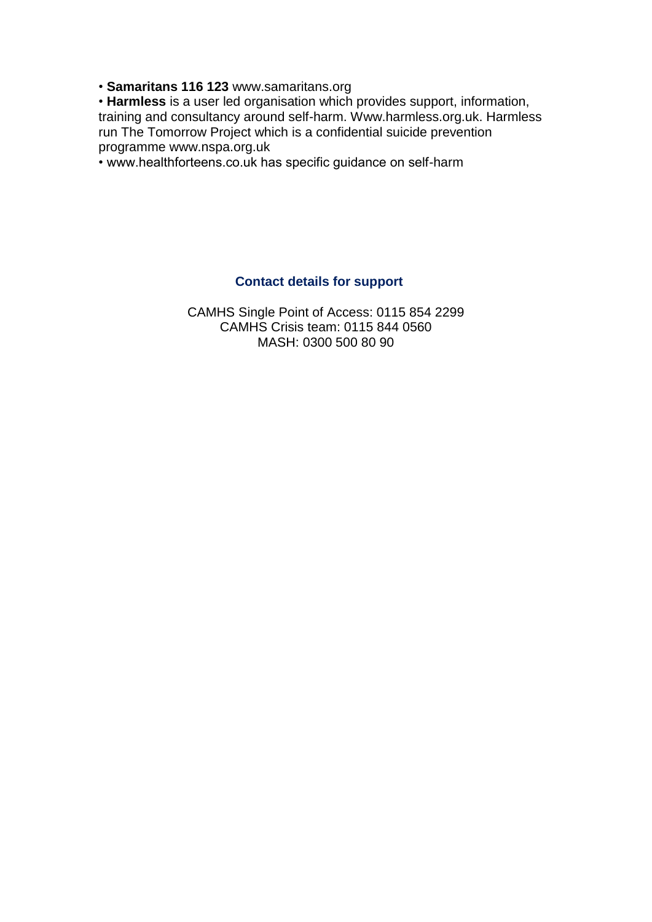- **Samaritans 116 123** www.samaritans.org
- **Harmless** is a user led organisation which provides support, information, training and consultancy around self-harm. Www.harmless.org.uk. Harmless run The Tomorrow Project which is a confidential suicide prevention programme www.nspa.org.uk
- www.healthforteens.co.uk has specific guidance on self-harm

## Contact details for support

CAMHS Single Point of Access: 0115 854 2299
CAMHS Crisis team: 0115 844 0560
MASH: 0300 500 80 90